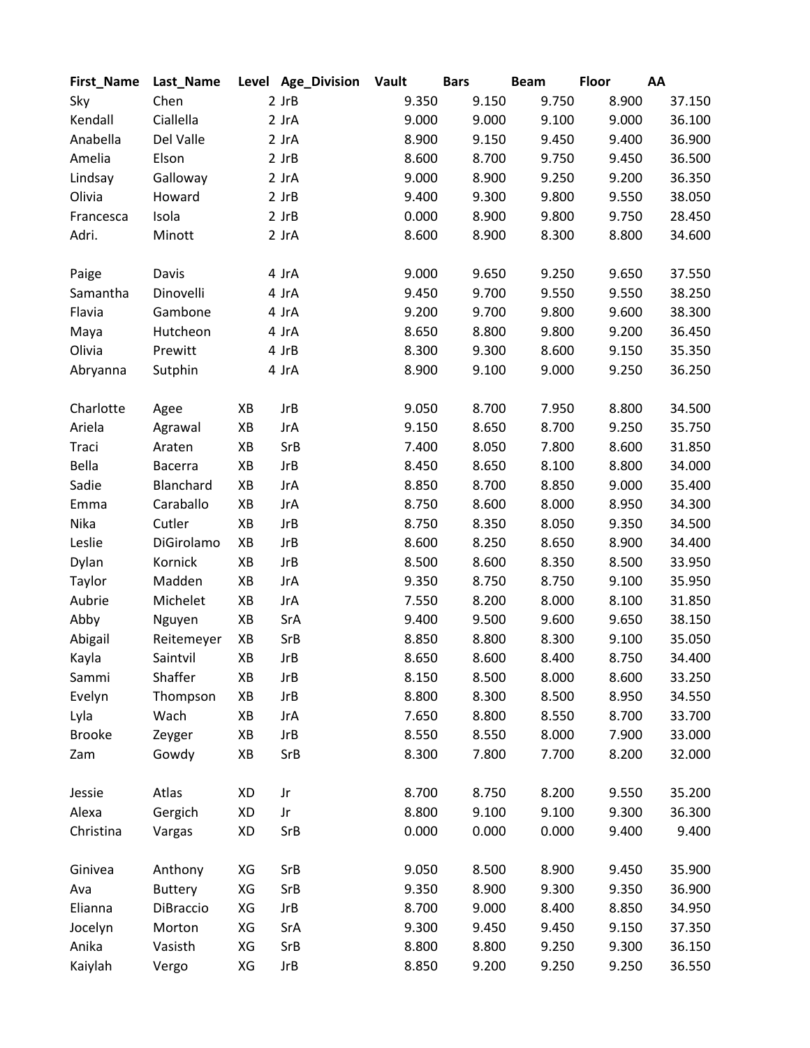| First_Name | Last_Name | Level | Age_Division | Vault | Bars | Beam | Floor | AA |
|---|---|---|---|---|---|---|---|---|
| Sky | Chen | 2 | JrB | 9.350 | 9.150 | 9.750 | 8.900 | 37.150 |
| Kendall | Ciallella | 2 | JrA | 9.000 | 9.000 | 9.100 | 9.000 | 36.100 |
| Anabella | Del Valle | 2 | JrA | 8.900 | 9.150 | 9.450 | 9.400 | 36.900 |
| Amelia | Elson | 2 | JrB | 8.600 | 8.700 | 9.750 | 9.450 | 36.500 |
| Lindsay | Galloway | 2 | JrA | 9.000 | 8.900 | 9.250 | 9.200 | 36.350 |
| Olivia | Howard | 2 | JrB | 9.400 | 9.300 | 9.800 | 9.550 | 38.050 |
| Francesca | Isola | 2 | JrB | 0.000 | 8.900 | 9.800 | 9.750 | 28.450 |
| Adri. | Minott | 2 | JrA | 8.600 | 8.900 | 8.300 | 8.800 | 34.600 |
| | | | | | | | | |
| Paige | Davis | 4 | JrA | 9.000 | 9.650 | 9.250 | 9.650 | 37.550 |
| Samantha | Dinovelli | 4 | JrA | 9.450 | 9.700 | 9.550 | 9.550 | 38.250 |
| Flavia | Gambone | 4 | JrA | 9.200 | 9.700 | 9.800 | 9.600 | 38.300 |
| Maya | Hutcheon | 4 | JrA | 8.650 | 8.800 | 9.800 | 9.200 | 36.450 |
| Olivia | Prewitt | 4 | JrB | 8.300 | 9.300 | 8.600 | 9.150 | 35.350 |
| Abryanna | Sutphin | 4 | JrA | 8.900 | 9.100 | 9.000 | 9.250 | 36.250 |
| | | | | | | | | |
| Charlotte | Agee | XB | JrB | 9.050 | 8.700 | 7.950 | 8.800 | 34.500 |
| Ariela | Agrawal | XB | JrA | 9.150 | 8.650 | 8.700 | 9.250 | 35.750 |
| Traci | Araten | XB | SrB | 7.400 | 8.050 | 7.800 | 8.600 | 31.850 |
| Bella | Bacerra | XB | JrB | 8.450 | 8.650 | 8.100 | 8.800 | 34.000 |
| Sadie | Blanchard | XB | JrA | 8.850 | 8.700 | 8.850 | 9.000 | 35.400 |
| Emma | Caraballo | XB | JrA | 8.750 | 8.600 | 8.000 | 8.950 | 34.300 |
| Nika | Cutler | XB | JrB | 8.750 | 8.350 | 8.050 | 9.350 | 34.500 |
| Leslie | DiGirolamo | XB | JrB | 8.600 | 8.250 | 8.650 | 8.900 | 34.400 |
| Dylan | Kornick | XB | JrB | 8.500 | 8.600 | 8.350 | 8.500 | 33.950 |
| Taylor | Madden | XB | JrA | 9.350 | 8.750 | 8.750 | 9.100 | 35.950 |
| Aubrie | Michelet | XB | JrA | 7.550 | 8.200 | 8.000 | 8.100 | 31.850 |
| Abby | Nguyen | XB | SrA | 9.400 | 9.500 | 9.600 | 9.650 | 38.150 |
| Abigail | Reitemeyer | XB | SrB | 8.850 | 8.800 | 8.300 | 9.100 | 35.050 |
| Kayla | Saintvil | XB | JrB | 8.650 | 8.600 | 8.400 | 8.750 | 34.400 |
| Sammi | Shaffer | XB | JrB | 8.150 | 8.500 | 8.000 | 8.600 | 33.250 |
| Evelyn | Thompson | XB | JrB | 8.800 | 8.300 | 8.500 | 8.950 | 34.550 |
| Lyla | Wach | XB | JrA | 7.650 | 8.800 | 8.550 | 8.700 | 33.700 |
| Brooke | Zeyger | XB | JrB | 8.550 | 8.550 | 8.000 | 7.900 | 33.000 |
| Zam | Gowdy | XB | SrB | 8.300 | 7.800 | 7.700 | 8.200 | 32.000 |
| | | | | | | | | |
| Jessie | Atlas | XD | Jr | 8.700 | 8.750 | 8.200 | 9.550 | 35.200 |
| Alexa | Gergich | XD | Jr | 8.800 | 9.100 | 9.100 | 9.300 | 36.300 |
| Christina | Vargas | XD | SrB | 0.000 | 0.000 | 0.000 | 9.400 | 9.400 |
| | | | | | | | | |
| Ginivea | Anthony | XG | SrB | 9.050 | 8.500 | 8.900 | 9.450 | 35.900 |
| Ava | Buttery | XG | SrB | 9.350 | 8.900 | 9.300 | 9.350 | 36.900 |
| Elianna | DiBraccio | XG | JrB | 8.700 | 9.000 | 8.400 | 8.850 | 34.950 |
| Jocelyn | Morton | XG | SrA | 9.300 | 9.450 | 9.450 | 9.150 | 37.350 |
| Anika | Vasisth | XG | SrB | 8.800 | 8.800 | 9.250 | 9.300 | 36.150 |
| Kaiylah | Vergo | XG | JrB | 8.850 | 9.200 | 9.250 | 9.250 | 36.550 |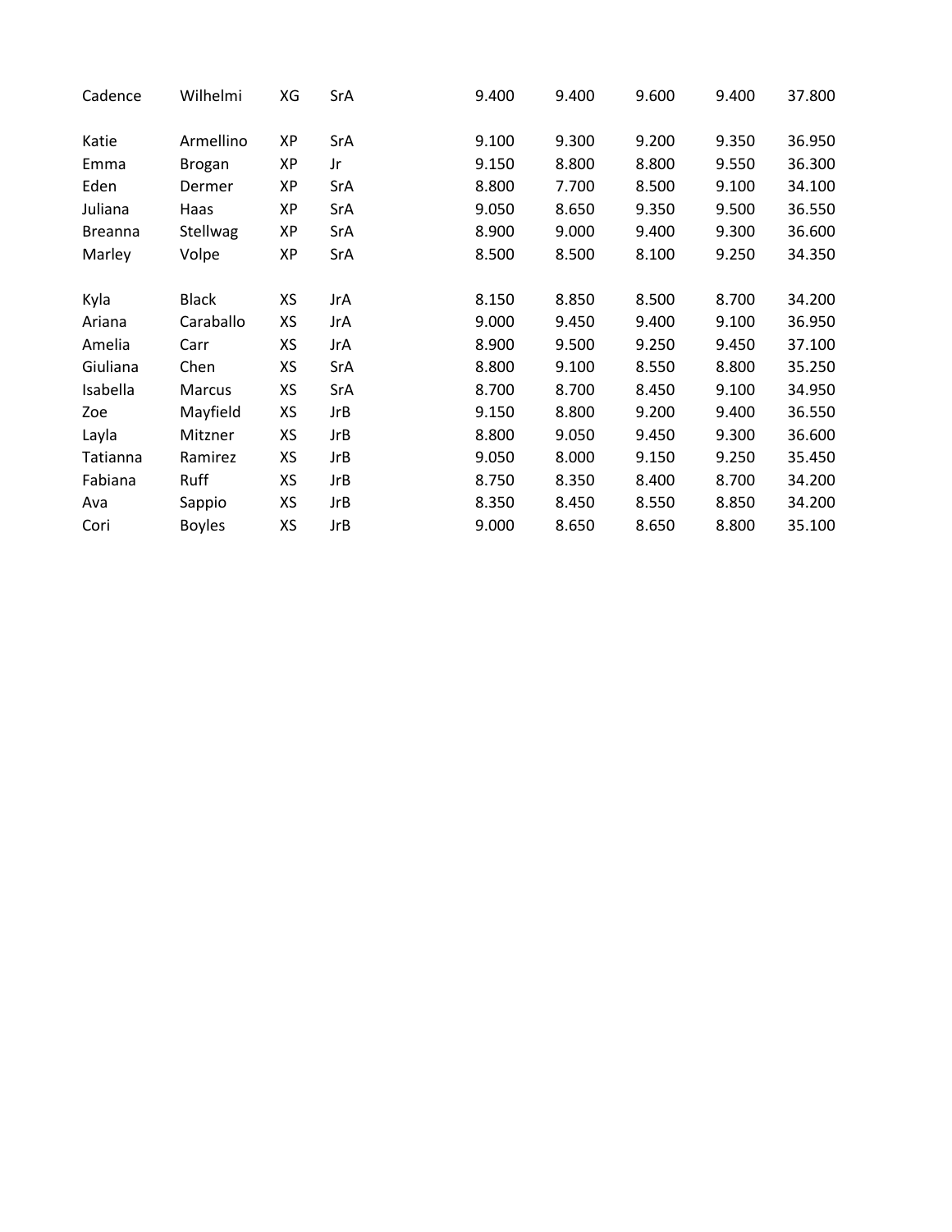| | | | | | | | | |
|---|---|---|---|---|---|---|---|---|
| Cadence | Wilhelmi | XG | SrA | 9.400 | 9.400 | 9.600 | 9.400 | 37.800 |
| | | | | | | | | |
| Katie | Armellino | XP | SrA | 9.100 | 9.300 | 9.200 | 9.350 | 36.950 |
| Emma | Brogan | XP | Jr | 9.150 | 8.800 | 8.800 | 9.550 | 36.300 |
| Eden | Dermer | XP | SrA | 8.800 | 7.700 | 8.500 | 9.100 | 34.100 |
| Juliana | Haas | XP | SrA | 9.050 | 8.650 | 9.350 | 9.500 | 36.550 |
| Breanna | Stellwag | XP | SrA | 8.900 | 9.000 | 9.400 | 9.300 | 36.600 |
| Marley | Volpe | XP | SrA | 8.500 | 8.500 | 8.100 | 9.250 | 34.350 |
| | | | | | | | | |
| Kyla | Black | XS | JrA | 8.150 | 8.850 | 8.500 | 8.700 | 34.200 |
| Ariana | Caraballo | XS | JrA | 9.000 | 9.450 | 9.400 | 9.100 | 36.950 |
| Amelia | Carr | XS | JrA | 8.900 | 9.500 | 9.250 | 9.450 | 37.100 |
| Giuliana | Chen | XS | SrA | 8.800 | 9.100 | 8.550 | 8.800 | 35.250 |
| Isabella | Marcus | XS | SrA | 8.700 | 8.700 | 8.450 | 9.100 | 34.950 |
| Zoe | Mayfield | XS | JrB | 9.150 | 8.800 | 9.200 | 9.400 | 36.550 |
| Layla | Mitzner | XS | JrB | 8.800 | 9.050 | 9.450 | 9.300 | 36.600 |
| Tatianna | Ramirez | XS | JrB | 9.050 | 8.000 | 9.150 | 9.250 | 35.450 |
| Fabiana | Ruff | XS | JrB | 8.750 | 8.350 | 8.400 | 8.700 | 34.200 |
| Ava | Sappio | XS | JrB | 8.350 | 8.450 | 8.550 | 8.850 | 34.200 |
| Cori | Boyles | XS | JrB | 9.000 | 8.650 | 8.650 | 8.800 | 35.100 |